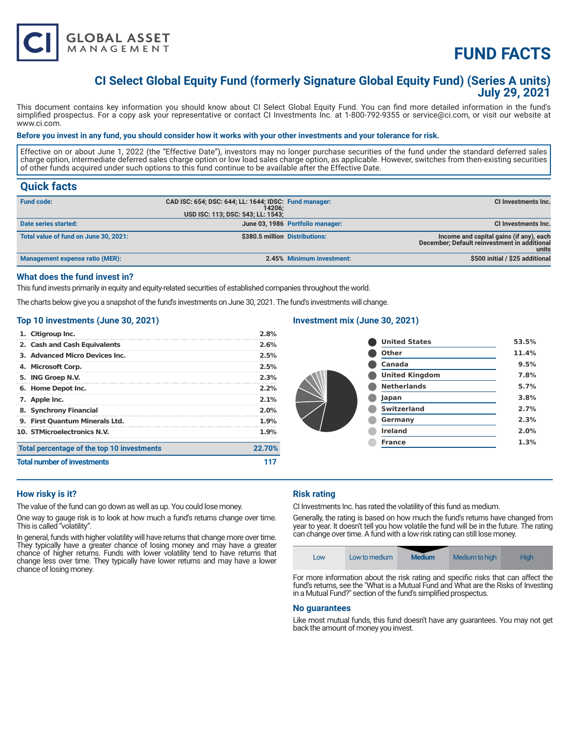# FUND FACTS

## CI Select Global Equity Fund (formerly Signature Global Equity Fund) (Series A units)
## July 29, 2021

This document contains key information you should know about CI Select Global Equity Fund. You can find more detailed information in the fund's simplified prospectus. For a copy ask your representative or contact CI Investments Inc. at 1-800-792-9355 or service@ci.com, or visit our website at www.ci.com.

**Before you invest in any fund, you should consider how it works with your other investments and your tolerance for risk.**

Effective on or about June 1, 2022 (the "Effective Date"), investors may no longer purchase securities of the fund under the standard deferred sales charge option, intermediate deferred sales charge option or low load sales charge option, as applicable. However, switches from then-existing securities of other funds acquired under such options to this fund continue to be available after the Effective Date.

## Quick facts

| | | | |
|---|---|---|---|
| **Fund code:** | CAD ISC: 654; DSC: 644; LL: 1644; IDSC: 14206; USD ISC: 113; DSC: 543; LL: 1543; | **Fund manager:** | CI Investments Inc. |
| **Date series started:** | June 03, 1986 | **Portfolio manager:** | CI Investments Inc. |
| **Total value of fund on June 30, 2021:** | $380.5 million | **Distributions:** | Income and capital gains (if any), each December; Default reinvestment in additional units |
| **Management expense ratio (MER):** | 2.45% | **Minimum investment:** | $500 initial / $25 additional |

### What does the fund invest in?

This fund invests primarily in equity and equity-related securities of established companies throughout the world.

The charts below give you a snapshot of the fund's investments on June 30, 2021. The fund's investments will change.

### Top 10 investments (June 30, 2021)

| | |
|---|---|
| 1. Citigroup Inc. | 2.8% |
| 2. Cash and Cash Equivalents | 2.6% |
| 3. Advanced Micro Devices Inc. | 2.5% |
| 4. Microsoft Corp. | 2.5% |
| 5. ING Groep N.V. | 2.3% |
| 6. Home Depot Inc. | 2.2% |
| 7. Apple Inc. | 2.1% |
| 8. Synchrony Financial | 2.0% |
| 9. First Quantum Minerals Ltd. | 1.9% |
| 10. STMicroelectronics N.V. | 1.9% |
| **Total percentage of the top 10 investments** | **22.70%** |
| **Total number of investments** | **117** |

### Investment mix (June 30, 2021)

| | |
|---|---|
| United States | 53.5% |
| Other | 11.4% |
| Canada | 9.5% |
| United Kingdom | 7.8% |
| Netherlands | 5.7% |
| Japan | 3.8% |
| Switzerland | 2.7% |
| Germany | 2.3% |
| Ireland | 2.0% |
| France | 1.3% |

### How risky is it?

The value of the fund can go down as well as up. You could lose money.

One way to gauge risk is to look at how much a fund's returns change over time. This is called "volatility".

In general, funds with higher volatility will have returns that change more over time. They typically have a greater chance of losing money and may have a greater chance of higher returns. Funds with lower volatility tend to have returns that change less over time. They typically have lower returns and may have a lower chance of losing money.

### Risk rating

CI Investments Inc. has rated the volatility of this fund as medium.

Generally, the rating is based on how much the fund's returns have changed from year to year. It doesn't tell you how volatile the fund will be in the future. The rating can change over time. A fund with a low risk rating can still lose money.

| Low | Low to medium | **Medium** | Medium to high | High |
|---|---|---|---|---|

For more information about the risk rating and specific risks that can affect the fund's returns, see the "What is a Mutual Fund and What are the Risks of Investing in a Mutual Fund?" section of the fund's simplified prospectus.

### No guarantees

Like most mutual funds, this fund doesn't have any guarantees. You may not get back the amount of money you invest.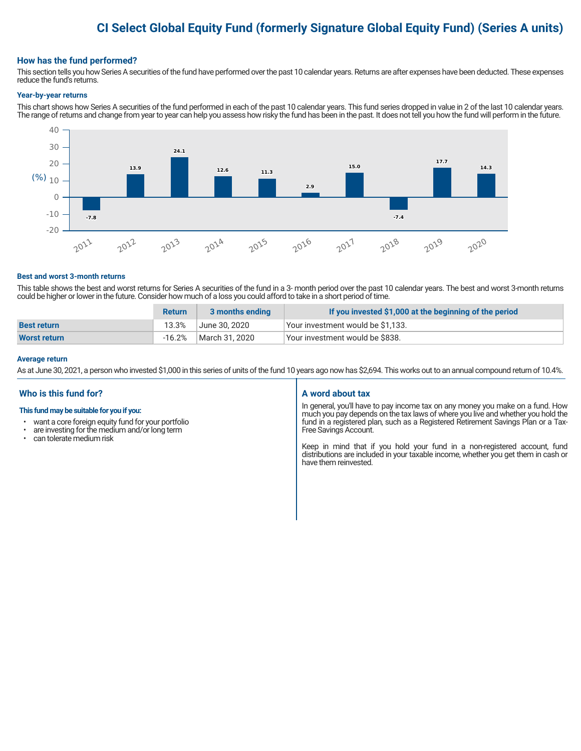# CI Select Global Equity Fund (formerly Signature Global Equity Fund) (Series A units)

## How has the fund performed?

This section tells you how Series A securities of the fund have performed over the past 10 calendar years. Returns are after expenses have been deducted. These expenses reduce the fund's returns.

### Year-by-year returns

This chart shows how Series A securities of the fund performed in each of the past 10 calendar years. This fund series dropped in value in 2 of the last 10 calendar years. The range of returns and change from year to year can help you assess how risky the fund has been in the past. It does not tell you how the fund will perform in the future.

| Year | 2011 | 2012 | 2013 | 2014 | 2015 | 2016 | 2017 | 2018 | 2019 | 2020 |
|---|---|---|---|---|---|---|---|---|---|---|
| (%) | -7.8 | 13.9 | 24.1 | 12.6 | 11.3 | 2.9 | 15.0 | -7.4 | 17.7 | 14.3 |

### Best and worst 3-month returns

This table shows the best and worst returns for Series A securities of the fund in a 3- month period over the past 10 calendar years. The best and worst 3-month returns could be higher or lower in the future. Consider how much of a loss you could afford to take in a short period of time.

| | Return | 3 months ending | If you invested $1,000 at the beginning of the period |
|---|---|---|---|
| **Best return** | 13.3% | June 30, 2020 | Your investment would be $1,133. |
| **Worst return** | -16.2% | March 31, 2020 | Your investment would be $838. |

### Average return

As at June 30, 2021, a person who invested $1,000 in this series of units of the fund 10 years ago now has $2,694. This works out to an annual compound return of 10.4%.

## Who is this fund for?

**This fund may be suitable for you if you:**

- want a core foreign equity fund for your portfolio
- are investing for the medium and/or long term
- can tolerate medium risk

## A word about tax

In general, you'll have to pay income tax on any money you make on a fund. How much you pay depends on the tax laws of where you live and whether you hold the fund in a registered plan, such as a Registered Retirement Savings Plan or a Tax-Free Savings Account.

Keep in mind that if you hold your fund in a non-registered account, fund distributions are included in your taxable income, whether you get them in cash or have them reinvested.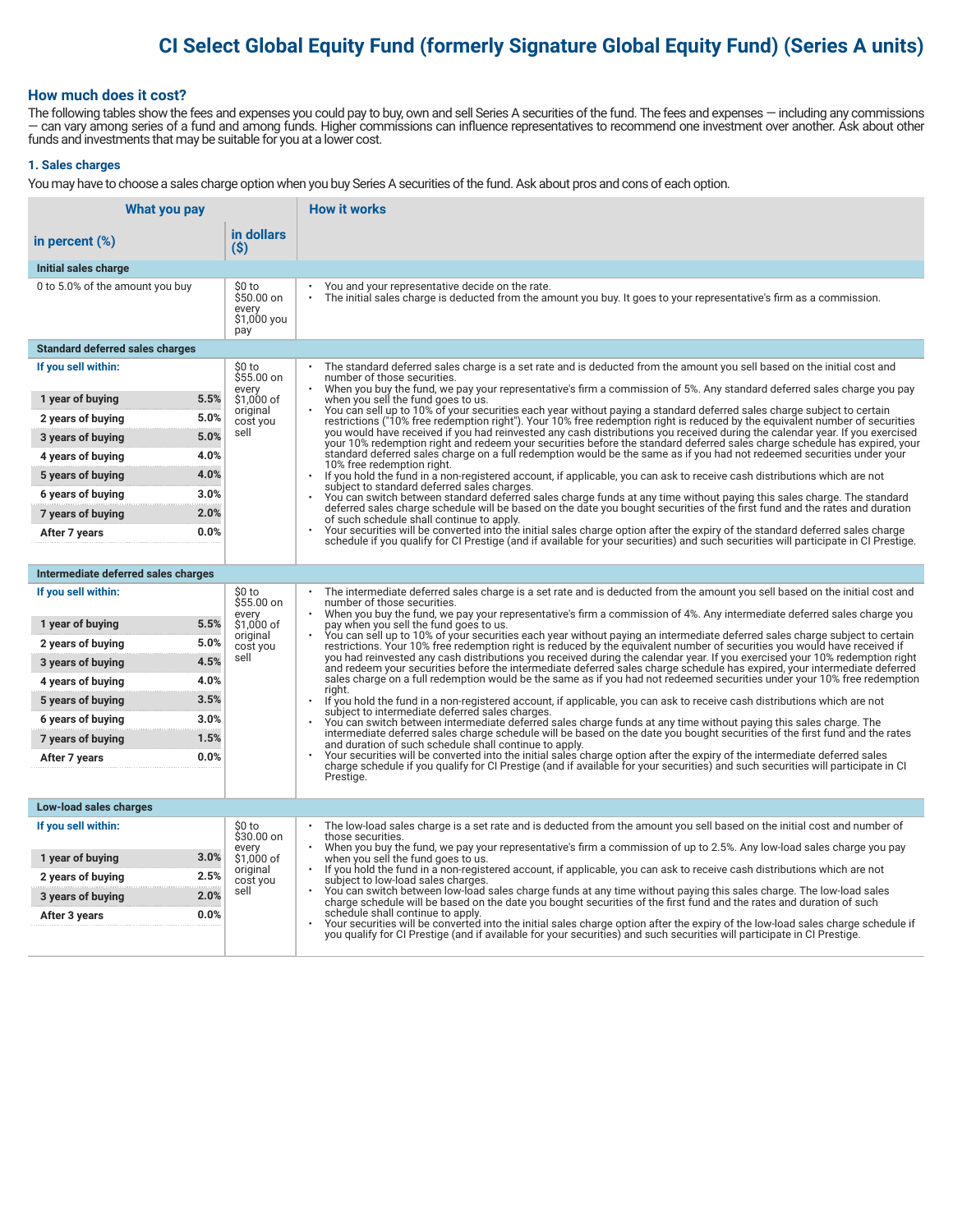# CI Select Global Equity Fund (formerly Signature Global Equity Fund) (Series A units)

## How much does it cost?

The following tables show the fees and expenses you could pay to buy, own and sell Series A securities of the fund. The fees and expenses — including any commissions — can vary among series of a fund and among funds. Higher commissions can influence representatives to recommend one investment over another. Ask about other funds and investments that may be suitable for you at a lower cost.

### 1. Sales charges

You may have to choose a sales charge option when you buy Series A securities of the fund. Ask about pros and cons of each option.

| What you pay | | | How it works |
|---|---|---|---|
| **in percent (%)** | | **in dollars ($)** | |
| **Initial sales charge** | | | |
| 0 to 5.0% of the amount you buy | | $0 to $50.00 on every $1,000 you pay | • You and your representative decide on the rate.<br>• The initial sales charge is deducted from the amount you buy. It goes to your representative's firm as a commission. |
| **Standard deferred sales charges** | | | |
| **If you sell within:** | | $0 to $55.00 on every $1,000 of original cost you sell | • The standard deferred sales charge is a set rate and is deducted from the amount you sell based on the initial cost and number of those securities.<br>• When you buy the fund, we pay your representative's firm a commission of 5%. Any standard deferred sales charge you pay when you sell the fund goes to us.<br>• You can sell up to 10% of your securities each year without paying a standard deferred sales charge subject to certain restrictions ("10% free redemption right"). Your 10% free redemption right is reduced by the equivalent number of securities you would have received if you had reinvested any cash distributions you received during the calendar year. If you exercised your 10% redemption right and redeem your securities before the standard deferred sales charge schedule has expired, your standard deferred sales charge on a full redemption would be the same as if you had not redeemed securities under your 10% free redemption right.<br>• If you hold the fund in a non-registered account, if applicable, you can ask to receive cash distributions which are not subject to standard deferred sales charges.<br>• You can switch between standard deferred sales charge funds at any time without paying this sales charge. The standard deferred sales charge schedule will be based on the date you bought securities of the first fund and the rates and duration of such schedule shall continue to apply.<br>• Your securities will be converted into the initial sales charge option after the expiry of the standard deferred sales charge schedule if you qualify for CI Prestige (and if available for your securities) and such securities will participate in CI Prestige. |
| **1 year of buying** | **5.5%** | | |
| **2 years of buying** | **5.0%** | | |
| **3 years of buying** | **5.0%** | | |
| **4 years of buying** | **4.0%** | | |
| **5 years of buying** | **4.0%** | | |
| **6 years of buying** | **3.0%** | | |
| **7 years of buying** | **2.0%** | | |
| **After 7 years** | **0.0%** | | |
| **Intermediate deferred sales charges** | | | |
| **If you sell within:** | | $0 to $55.00 on every $1,000 of original cost you sell | • The intermediate deferred sales charge is a set rate and is deducted from the amount you sell based on the initial cost and number of those securities.<br>• When you buy the fund, we pay your representative's firm a commission of 4%. Any intermediate deferred sales charge you pay when you sell the fund goes to us.<br>• You can sell up to 10% of your securities each year without paying an intermediate deferred sales charge subject to certain restrictions. Your 10% free redemption right is reduced by the equivalent number of securities you would have received if you had reinvested any cash distributions you received during the calendar year. If you exercised your 10% redemption right and redeem your securities before the intermediate deferred sales charge schedule has expired, your intermediate deferred sales charge on a full redemption would be the same as if you had not redeemed securities under your 10% free redemption right.<br>• If you hold the fund in a non-registered account, if applicable, you can ask to receive cash distributions which are not subject to intermediate deferred sales charges.<br>• You can switch between intermediate deferred sales charge funds at any time without paying this sales charge. The intermediate deferred sales charge schedule will be based on the date you bought securities of the first fund and the rates and duration of such schedule shall continue to apply.<br>• Your securities will be converted into the initial sales charge option after the expiry of the intermediate deferred sales charge schedule if you qualify for CI Prestige (and if available for your securities) and such securities will participate in CI Prestige. |
| **1 year of buying** | **5.5%** | | |
| **2 years of buying** | **5.0%** | | |
| **3 years of buying** | **4.5%** | | |
| **4 years of buying** | **4.0%** | | |
| **5 years of buying** | **3.5%** | | |
| **6 years of buying** | **3.0%** | | |
| **7 years of buying** | **1.5%** | | |
| **After 7 years** | **0.0%** | | |
| **Low-load sales charges** | | | |
| **If you sell within:** | | $0 to $30.00 on every $1,000 of original cost you sell | • The low-load sales charge is a set rate and is deducted from the amount you sell based on the initial cost and number of those securities.<br>• When you buy the fund, we pay your representative's firm a commission of up to 2.5%. Any low-load sales charge you pay when you sell the fund goes to us.<br>• If you hold the fund in a non-registered account, if applicable, you can ask to receive cash distributions which are not subject to low-load sales charges.<br>• You can switch between low-load sales charge funds at any time without paying this sales charge. The low-load sales charge schedule will be based on the date you bought securities of the first fund and the rates and duration of such schedule shall continue to apply.<br>• Your securities will be converted into the initial sales charge option after the expiry of the low-load sales charge schedule if you qualify for CI Prestige (and if available for your securities) and such securities will participate in CI Prestige. |
| **1 year of buying** | **3.0%** | | |
| **2 years of buying** | **2.5%** | | |
| **3 years of buying** | **2.0%** | | |
| **After 3 years** | **0.0%** | | |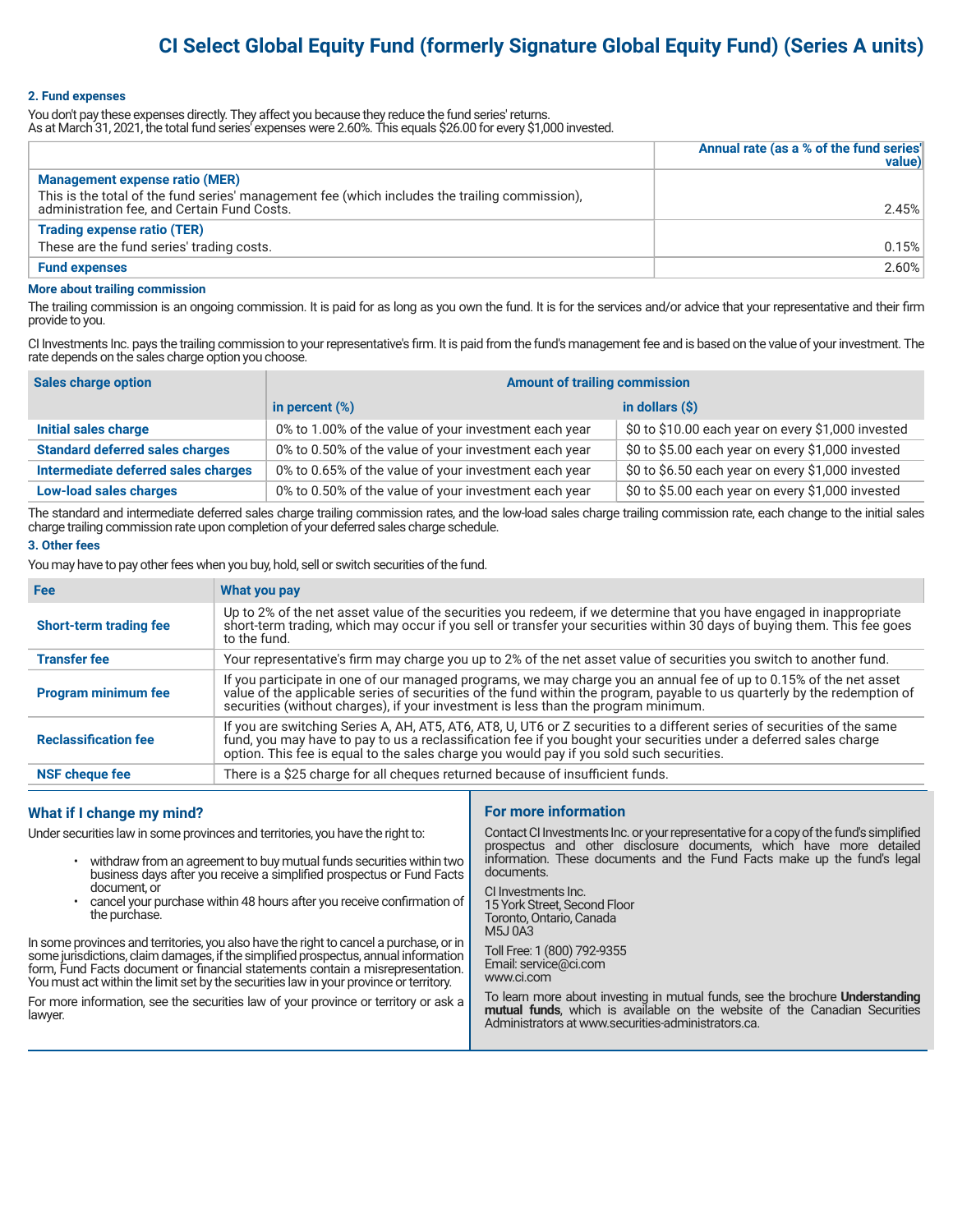# CI Select Global Equity Fund (formerly Signature Global Equity Fund) (Series A units)

### 2. Fund expenses

You don't pay these expenses directly. They affect you because they reduce the fund series' returns.
As at March 31, 2021, the total fund series' expenses were 2.60%. This equals $26.00 for every $1,000 invested.

| | Annual rate (as a % of the fund series' value) |
|---|---|
| **Management expense ratio (MER)**<br>This is the total of the fund series' management fee (which includes the trailing commission), administration fee, and Certain Fund Costs. | 2.45% |
| **Trading expense ratio (TER)**<br>These are the fund series' trading costs. | 0.15% |
| **Fund expenses** | 2.60% |

#### More about trailing commission

The trailing commission is an ongoing commission. It is paid for as long as you own the fund. It is for the services and/or advice that your representative and their firm provide to you.

CI Investments Inc. pays the trailing commission to your representative's firm. It is paid from the fund's management fee and is based on the value of your investment. The rate depends on the sales charge option you choose.

| Sales charge option | Amount of trailing commission | |
|---|---|---|
| | in percent (%) | in dollars ($) |
| **Initial sales charge** | 0% to 1.00% of the value of your investment each year | $0 to $10.00 each year on every $1,000 invested |
| **Standard deferred sales charges** | 0% to 0.50% of the value of your investment each year | $0 to $5.00 each year on every $1,000 invested |
| **Intermediate deferred sales charges** | 0% to 0.65% of the value of your investment each year | $0 to $6.50 each year on every $1,000 invested |
| **Low-load sales charges** | 0% to 0.50% of the value of your investment each year | $0 to $5.00 each year on every $1,000 invested |

The standard and intermediate deferred sales charge trailing commission rates, and the low-load sales charge trailing commission rate, each change to the initial sales charge trailing commission rate upon completion of your deferred sales charge schedule.

### 3. Other fees

You may have to pay other fees when you buy, hold, sell or switch securities of the fund.

| Fee | What you pay |
|---|---|
| **Short-term trading fee** | Up to 2% of the net asset value of the securities you redeem, if we determine that you have engaged in inappropriate short-term trading, which may occur if you sell or transfer your securities within 30 days of buying them. This fee goes to the fund. |
| **Transfer fee** | Your representative's firm may charge you up to 2% of the net asset value of securities you switch to another fund. |
| **Program minimum fee** | If you participate in one of our managed programs, we may charge you an annual fee of up to 0.15% of the net asset value of the applicable series of securities of the fund within the program, payable to us quarterly by the redemption of securities (without charges), if your investment is less than the program minimum. |
| **Reclassification fee** | If you are switching Series A, AH, AT5, AT6, AT8, U, UT6 or Z securities to a different series of securities of the same fund, you may have to pay to us a reclassification fee if you bought your securities under a deferred sales charge option. This fee is equal to the sales charge you would pay if you sold such securities. |
| **NSF cheque fee** | There is a $25 charge for all cheques returned because of insufficient funds. |

## What if I change my mind?

Under securities law in some provinces and territories, you have the right to:

- withdraw from an agreement to buy mutual funds securities within two business days after you receive a simplified prospectus or Fund Facts document, or
- cancel your purchase within 48 hours after you receive confirmation of the purchase.

In some provinces and territories, you also have the right to cancel a purchase, or in some jurisdictions, claim damages, if the simplified prospectus, annual information form, Fund Facts document or financial statements contain a misrepresentation. You must act within the limit set by the securities law in your province or territory.

For more information, see the securities law of your province or territory or ask a lawyer.

## For more information

Contact CI Investments Inc. or your representative for a copy of the fund's simplified prospectus and other disclosure documents, which have more detailed information. These documents and the Fund Facts make up the fund's legal documents.

CI Investments Inc.
15 York Street, Second Floor
Toronto, Ontario, Canada
M5J 0A3

Toll Free: 1 (800) 792-9355
Email: service@ci.com
www.ci.com

To learn more about investing in mutual funds, see the brochure **Understanding mutual funds**, which is available on the website of the Canadian Securities Administrators at www.securities-administrators.ca.